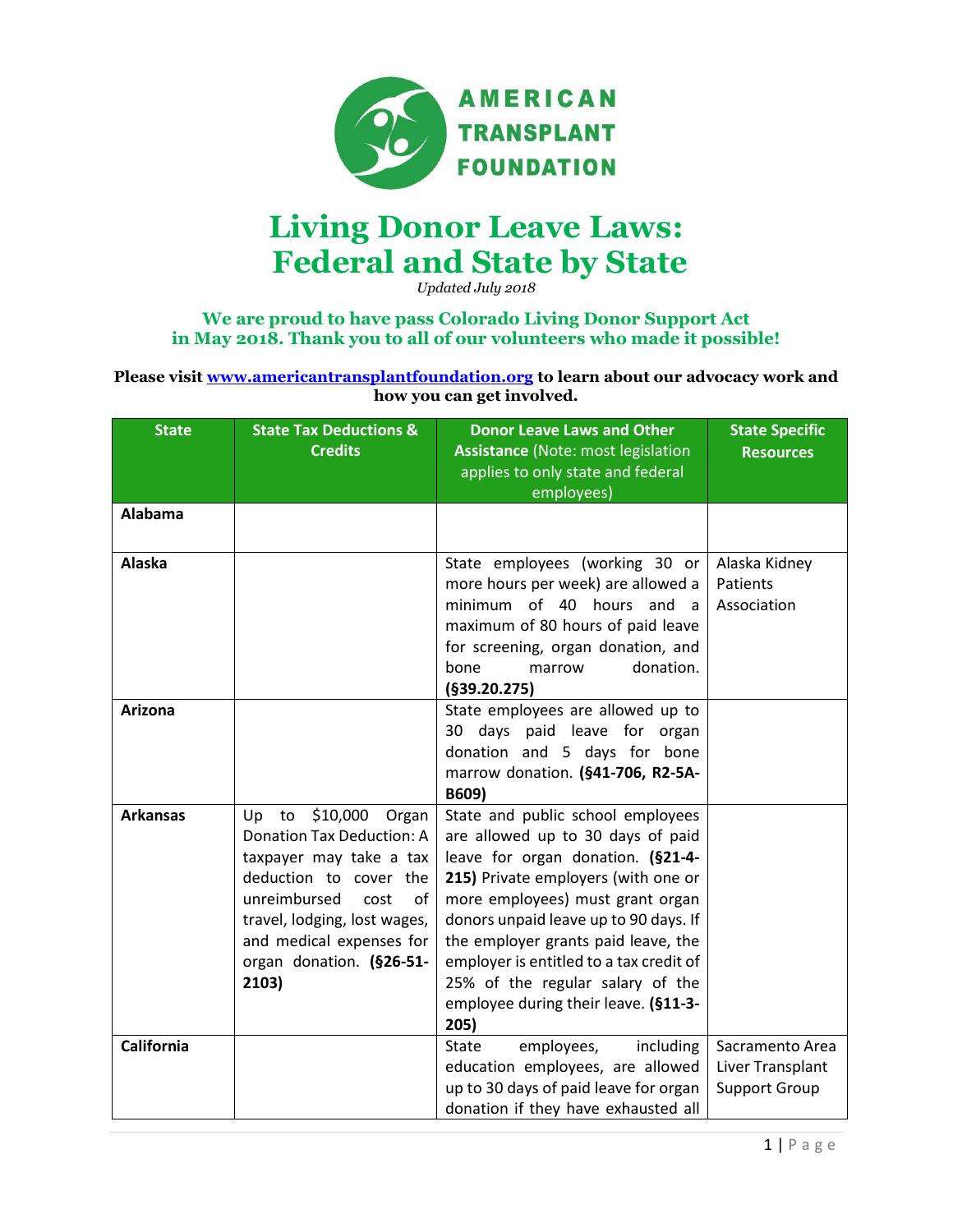# Living Donor Leave Laws: Federal and State by State

*Updated July 2018*

**We are proud to have pass Colorado Living Donor Support Act in May 2018. Thank you to all of our volunteers who made it possible!**

**Please visit [www.americantransplantfoundation.org](http://www.americantransplantfoundation.org) to learn about our advocacy work and how you can get involved.**

| State | State Tax Deductions & Credits | Donor Leave Laws and Other Assistance (Note: most legislation applies to only state and federal employees) | State Specific Resources |
|---|---|---|---|
| **Alabama** | | | |
| **Alaska** | | State employees (working 30 or more hours per week) are allowed a minimum of 40 hours and a maximum of 80 hours of paid leave for screening, organ donation, and bone marrow donation. **(§39.20.275)** | Alaska Kidney Patients Association |
| **Arizona** | | State employees are allowed up to 30 days paid leave for organ donation and 5 days for bone marrow donation. **(§41-706, R2-5A-B609)** | |
| **Arkansas** | Up to $10,000 Organ Donation Tax Deduction: A taxpayer may take a tax deduction to cover the unreimbursed cost of travel, lodging, lost wages, and medical expenses for organ donation. **(§26-51-2103)** | State and public school employees are allowed up to 30 days of paid leave for organ donation. **(§21-4-215)** Private employers (with one or more employees) must grant organ donors unpaid leave up to 90 days. If the employer grants paid leave, the employer is entitled to a tax credit of 25% of the regular salary of the employee during their leave. **(§11-3-205)** | |
| **California** | | State employees, including education employees, are allowed up to 30 days of paid leave for organ donation if they have exhausted all | Sacramento Area Liver Transplant Support Group |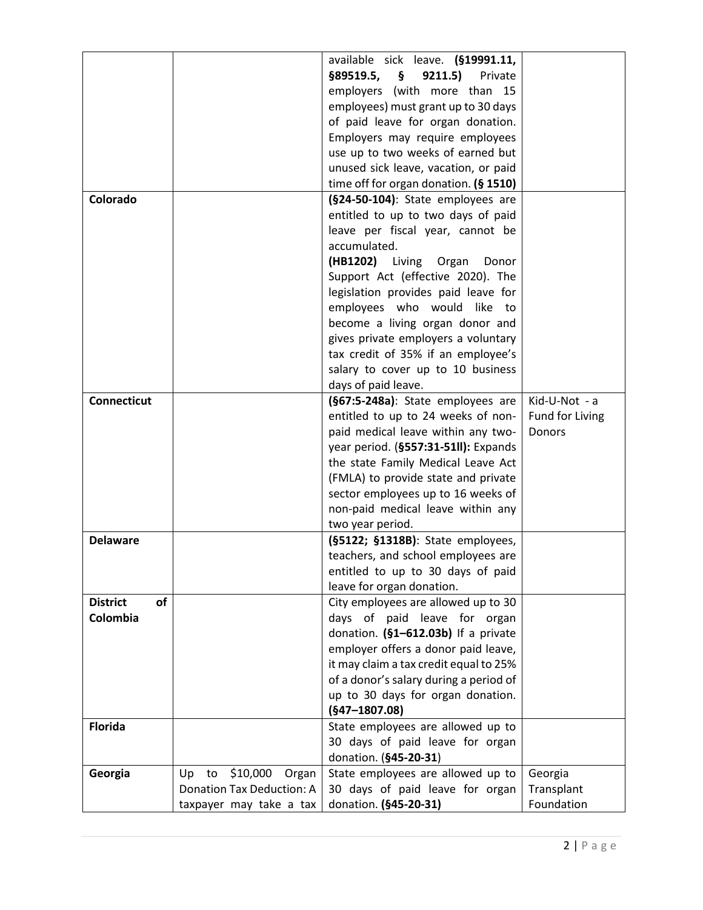| | | | |
|---|---|---|---|
| | | available sick leave. **(§19991.11, §89519.5, § 9211.5)** Private employers (with more than 15 employees) must grant up to 30 days of paid leave for organ donation. Employers may require employees use up to two weeks of earned but unused sick leave, vacation, or paid time off for organ donation. **(§ 1510)** | |
| **Colorado** | | **(§24-50-104)**: State employees are entitled to up to two days of paid leave per fiscal year, cannot be accumulated.<br>**(HB1202)** Living Organ Donor Support Act (effective 2020). The legislation provides paid leave for employees who would like to become a living organ donor and gives private employers a voluntary tax credit of 35% if an employee's salary to cover up to 10 business days of paid leave. | |
| **Connecticut** | | **(§67:5-248a)**: State employees are entitled to up to 24 weeks of non-paid medical leave within any two-year period. **(§557:31-51ll):** Expands the state Family Medical Leave Act (FMLA) to provide state and private sector employees up to 16 weeks of non-paid medical leave within any two year period. | Kid-U-Not - a Fund for Living Donors |
| **Delaware** | | **(§5122; §1318B)**: State employees, teachers, and school employees are entitled to up to 30 days of paid leave for organ donation. | |
| **District of Colombia** | | City employees are allowed up to 30 days of paid leave for organ donation. **(§1–612.03b)** If a private employer offers a donor paid leave, it may claim a tax credit equal to 25% of a donor's salary during a period of up to 30 days for organ donation. **(§47–1807.08)** | |
| **Florida** | | State employees are allowed up to 30 days of paid leave for organ donation. (**§45-20-31**) | |
| **Georgia** | Up to $10,000 Organ Donation Tax Deduction: A taxpayer may take a tax | State employees are allowed up to 30 days of paid leave for organ donation. **(§45-20-31)** | Georgia Transplant Foundation |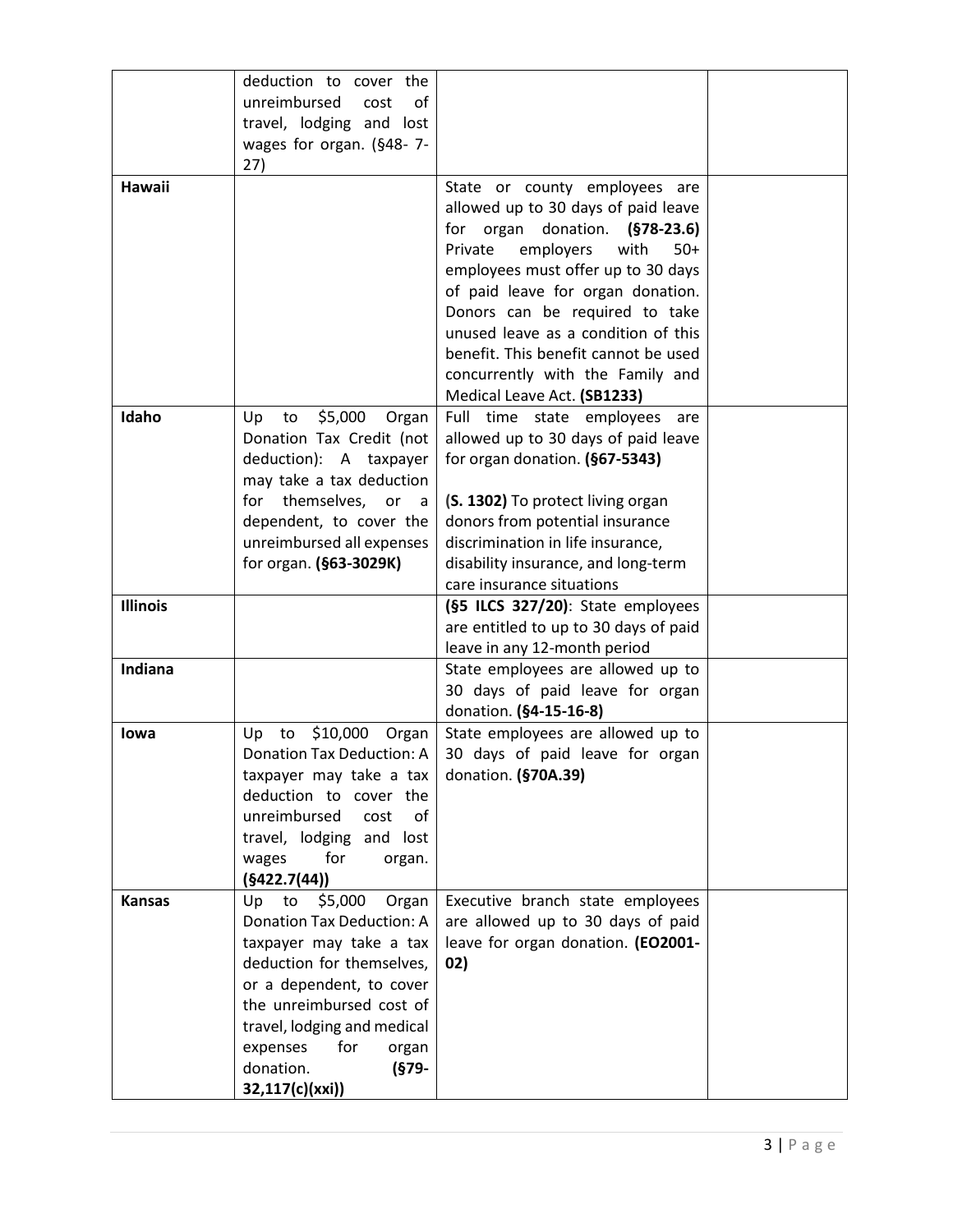| | | | |
|---|---|---|---|
| | deduction to cover the unreimbursed cost of travel, lodging and lost wages for organ. (§48- 7-27) | | |
| **Hawaii** | | State or county employees are allowed up to 30 days of paid leave for organ donation. **(§78-23.6)** Private employers with 50+ employees must offer up to 30 days of paid leave for organ donation. Donors can be required to take unused leave as a condition of this benefit. This benefit cannot be used concurrently with the Family and Medical Leave Act. **(SB1233)** | |
| **Idaho** | Up to $5,000 Organ Donation Tax Credit (not deduction): A taxpayer may take a tax deduction for themselves, or a dependent, to cover the unreimbursed all expenses for organ. **(§63-3029K)** | Full time state employees are allowed up to 30 days of paid leave for organ donation. **(§67-5343)**<br><br>**(S. 1302)** To protect living organ donors from potential insurance discrimination in life insurance, disability insurance, and long-term care insurance situations | |
| **Illinois** | | **(§5 ILCS 327/20)**: State employees are entitled to up to 30 days of paid leave in any 12-month period | |
| **Indiana** | | State employees are allowed up to 30 days of paid leave for organ donation. **(§4-15-16-8)** | |
| **Iowa** | Up to $10,000 Organ Donation Tax Deduction: A taxpayer may take a tax deduction to cover the unreimbursed cost of travel, lodging and lost wages for organ. **(§422.7(44))** | State employees are allowed up to 30 days of paid leave for organ donation. **(§70A.39)** | |
| **Kansas** | Up to $5,000 Organ Donation Tax Deduction: A taxpayer may take a tax deduction for themselves, or a dependent, to cover the unreimbursed cost of travel, lodging and medical expenses for organ donation. **(§79-32,117(c)(xxi))** | Executive branch state employees are allowed up to 30 days of paid leave for organ donation. **(EO2001-02)** | |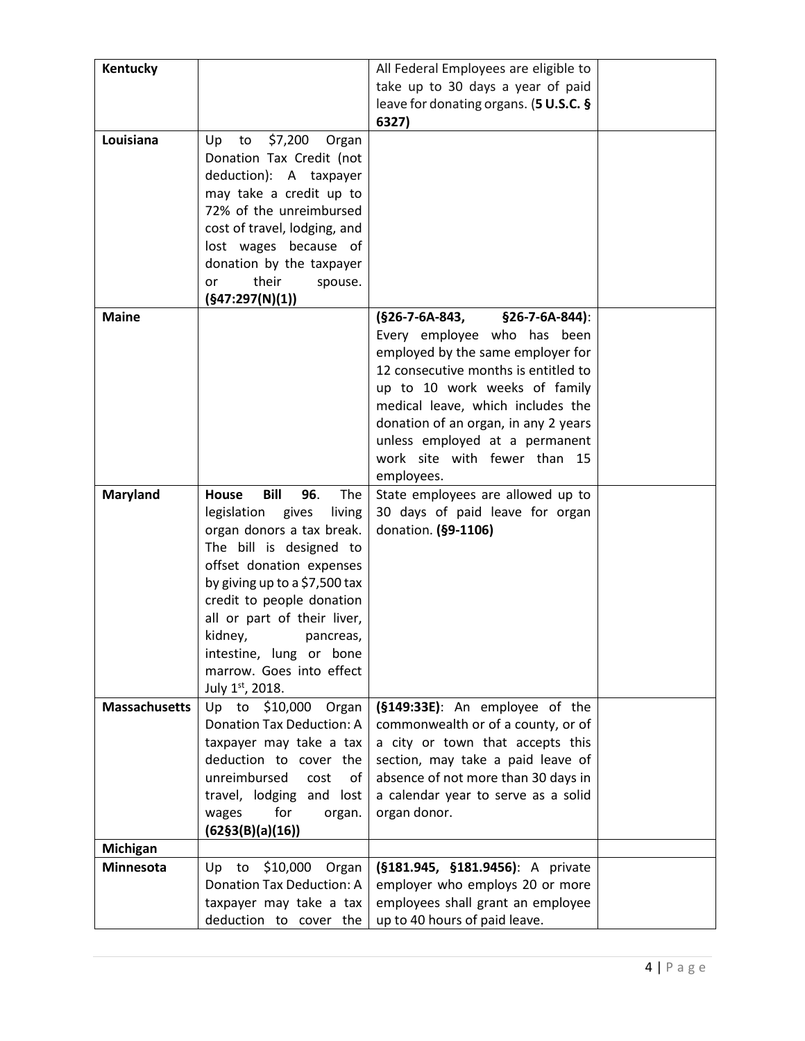| | | | |
|---|---|---|---|
| **Kentucky** | | All Federal Employees are eligible to take up to 30 days a year of paid leave for donating organs. (**5 U.S.C. § 6327)** | |
| **Louisiana** | Up to $7,200 Organ Donation Tax Credit (not deduction): A taxpayer may take a credit up to 72% of the unreimbursed cost of travel, lodging, and lost wages because of donation by the taxpayer or their spouse. **(§47:297(N)(1))** | | |
| **Maine** | | **(§26-7-6A-843, §26-7-6A-844)**: Every employee who has been employed by the same employer for 12 consecutive months is entitled to up to 10 work weeks of family medical leave, which includes the donation of an organ, in any 2 years unless employed at a permanent work site with fewer than 15 employees. | |
| **Maryland** | **House Bill 96**. The legislation gives living organ donors a tax break. The bill is designed to offset donation expenses by giving up to a $7,500 tax credit to people donation all or part of their liver, kidney, pancreas, intestine, lung or bone marrow. Goes into effect July 1st, 2018. | State employees are allowed up to 30 days of paid leave for organ donation. **(§9-1106)** | |
| **Massachusetts** | Up to $10,000 Organ Donation Tax Deduction: A taxpayer may take a tax deduction to cover the unreimbursed cost of travel, lodging and lost wages for organ. **(62§3(B)(a)(16))** | **(§149:33E)**: An employee of the commonwealth or of a county, or of a city or town that accepts this section, may take a paid leave of absence of not more than 30 days in a calendar year to serve as a solid organ donor. | |
| **Michigan** | | | |
| **Minnesota** | Up to $10,000 Organ Donation Tax Deduction: A taxpayer may take a tax deduction to cover the | **(§181.945, §181.9456)**: A private employer who employs 20 or more employees shall grant an employee up to 40 hours of paid leave. | |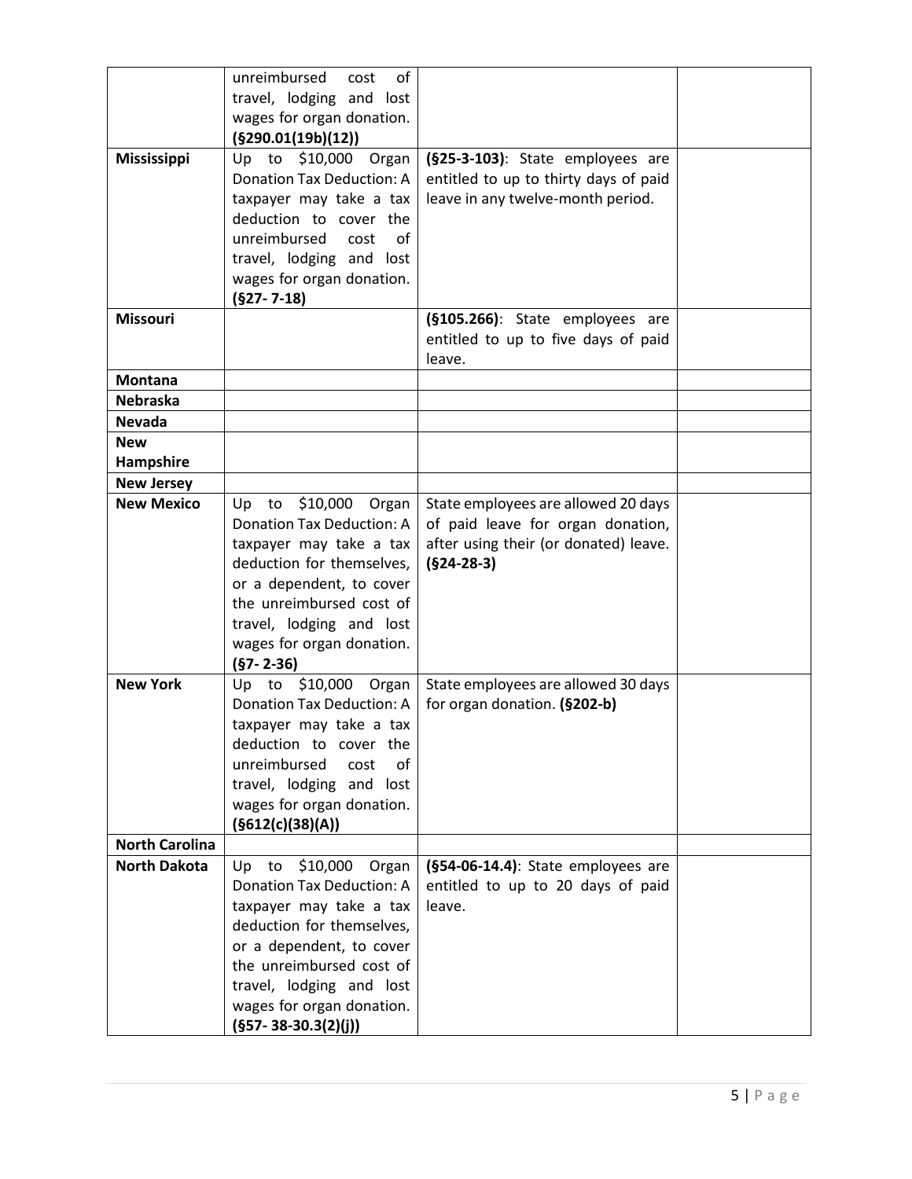|  |  |  |  |
|---|---|---|---|
|  | unreimbursed cost of travel, lodging and lost wages for organ donation. **(§290.01(19b)(12))** |  |  |
| **Mississippi** | Up to $10,000 Organ Donation Tax Deduction: A taxpayer may take a tax deduction to cover the unreimbursed cost of travel, lodging and lost wages for organ donation. **(§27- 7-18)** | **(§25-3-103)**: State employees are entitled to up to thirty days of paid leave in any twelve-month period. |  |
| **Missouri** |  | **(§105.266)**: State employees are entitled to up to five days of paid leave. |  |
| **Montana** |  |  |  |
| **Nebraska** |  |  |  |
| **Nevada** |  |  |  |
| **New Hampshire** |  |  |  |
| **New Jersey** |  |  |  |
| **New Mexico** | Up to $10,000 Organ Donation Tax Deduction: A taxpayer may take a tax deduction for themselves, or a dependent, to cover the unreimbursed cost of travel, lodging and lost wages for organ donation. **(§7- 2-36)** | State employees are allowed 20 days of paid leave for organ donation, after using their (or donated) leave. **(§24-28-3)** |  |
| **New York** | Up to $10,000 Organ Donation Tax Deduction: A taxpayer may take a tax deduction to cover the unreimbursed cost of travel, lodging and lost wages for organ donation. **(§612(c)(38)(A))** | State employees are allowed 30 days for organ donation. **(§202-b)** |  |
| **North Carolina** |  |  |  |
| **North Dakota** | Up to $10,000 Organ Donation Tax Deduction: A taxpayer may take a tax deduction for themselves, or a dependent, to cover the unreimbursed cost of travel, lodging and lost wages for organ donation. **(§57- 38-30.3(2)(j))** | **(§54-06-14.4)**: State employees are entitled to up to 20 days of paid leave. |  |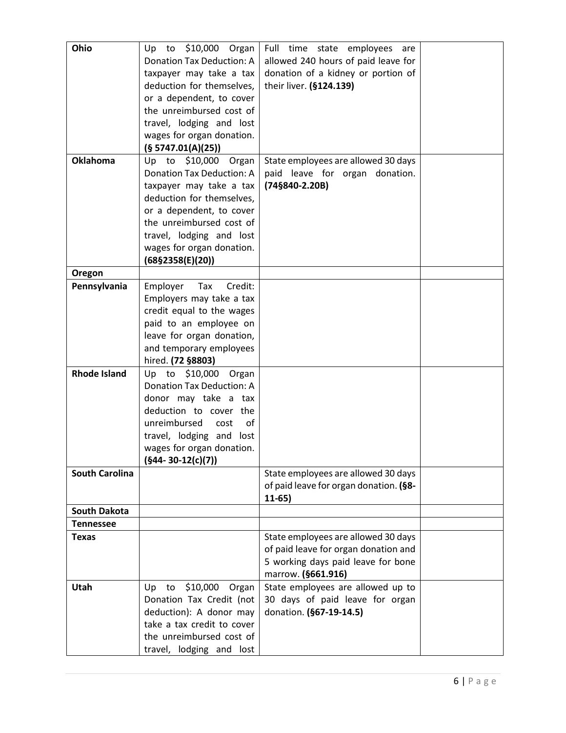| **Ohio** | Up to $10,000 Organ Donation Tax Deduction: A taxpayer may take a tax deduction for themselves, or a dependent, to cover the unreimbursed cost of travel, lodging and lost wages for organ donation. **(§ 5747.01(A)(25))** | Full time state employees are allowed 240 hours of paid leave for donation of a kidney or portion of their liver. **(§124.139)** | |
|---|---|---|---|
| **Oklahoma** | Up to $10,000 Organ Donation Tax Deduction: A taxpayer may take a tax deduction for themselves, or a dependent, to cover the unreimbursed cost of travel, lodging and lost wages for organ donation. **(68§2358(E)(20))** | State employees are allowed 30 days paid leave for organ donation. **(74§840-2.20B)** | |
| **Oregon** | | | |
| **Pennsylvania** | Employer Tax Credit: Employers may take a tax credit equal to the wages paid to an employee on leave for organ donation, and temporary employees hired. **(72 §8803)** | | |
| **Rhode Island** | Up to $10,000 Organ Donation Tax Deduction: A donor may take a tax deduction to cover the unreimbursed cost of travel, lodging and lost wages for organ donation. **(§44- 30-12(c)(7))** | | |
| **South Carolina** | | State employees are allowed 30 days of paid leave for organ donation. **(§8-11-65)** | |
| **South Dakota** | | | |
| **Tennessee** | | | |
| **Texas** | | State employees are allowed 30 days of paid leave for organ donation and 5 working days paid leave for bone marrow. **(§661.916)** | |
| **Utah** | Up to $10,000 Organ Donation Tax Credit (not deduction): A donor may take a tax credit to cover the unreimbursed cost of travel, lodging and lost | State employees are allowed up to 30 days of paid leave for organ donation. **(§67-19-14.5)** | |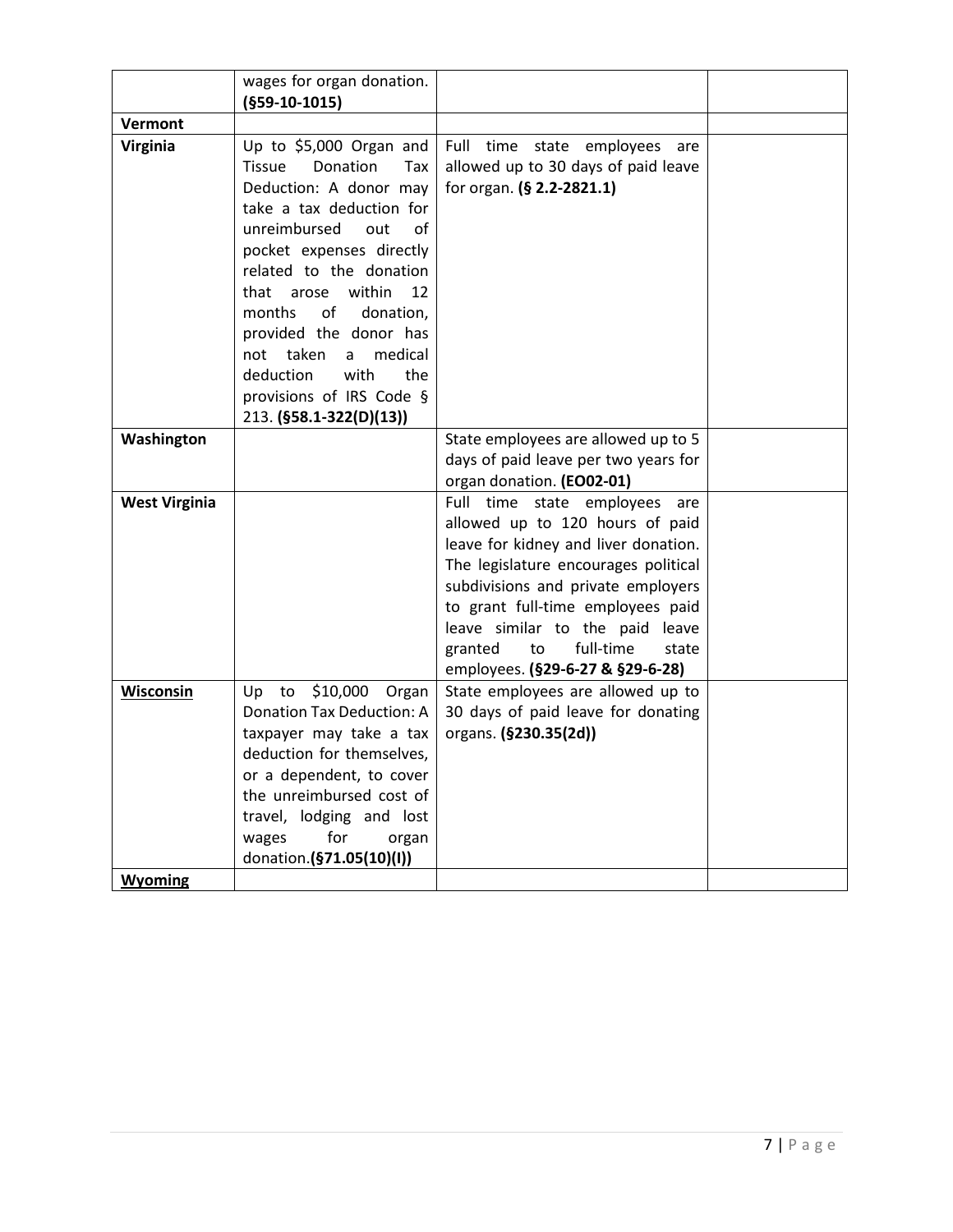| | | | |
|---|---|---|---|
| | wages for organ donation. **(§59-10-1015)** | | |
| **Vermont** | | | |
| **Virginia** | Up to $5,000 Organ and Tissue Donation Tax Deduction: A donor may take a tax deduction for unreimbursed out of pocket expenses directly related to the donation that arose within 12 months of donation, provided the donor has not taken a medical deduction with the provisions of IRS Code § 213. **(§58.1-322(D)(13))** | Full time state employees are allowed up to 30 days of paid leave for organ. **(§ 2.2-2821.1)** | |
| **Washington** | | State employees are allowed up to 5 days of paid leave per two years for organ donation. **(EO02-01)** | |
| **West Virginia** | | Full time state employees are allowed up to 120 hours of paid leave for kidney and liver donation. The legislature encourages political subdivisions and private employers to grant full-time employees paid leave similar to the paid leave granted to full-time state employees. **(§29-6-27 & §29-6-28)** | |
| **Wisconsin** | Up to $10,000 Organ Donation Tax Deduction: A taxpayer may take a tax deduction for themselves, or a dependent, to cover the unreimbursed cost of travel, lodging and lost wages for organ donation. **(§71.05(10)(I))** | State employees are allowed up to 30 days of paid leave for donating organs. **(§230.35(2d))** | |
| **Wyoming** | | | |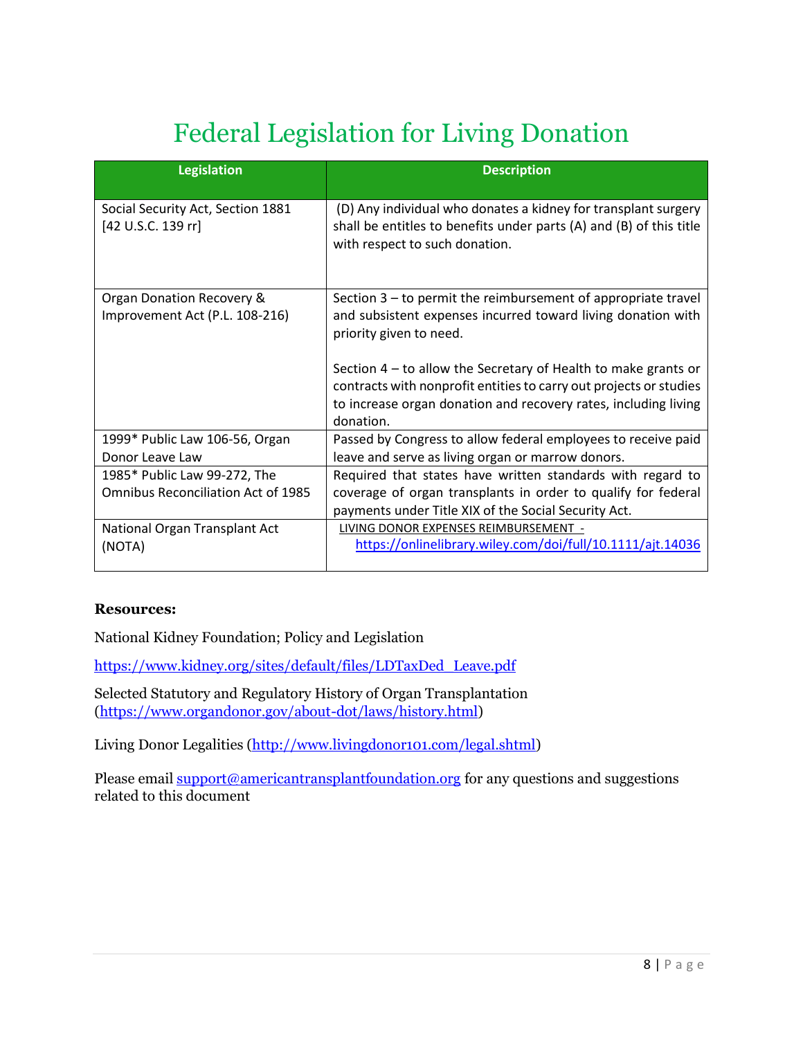# Federal Legislation for Living Donation

| Legislation | Description |
|---|---|
| Social Security Act, Section 1881 [42 U.S.C. 139 rr] | (D) Any individual who donates a kidney for transplant surgery shall be entitles to benefits under parts (A) and (B) of this title with respect to such donation. |
| Organ Donation Recovery & Improvement Act (P.L. 108-216) | Section 3 – to permit the reimbursement of appropriate travel and subsistent expenses incurred toward living donation with priority given to need.<br><br>Section 4 – to allow the Secretary of Health to make grants or contracts with nonprofit entities to carry out projects or studies to increase organ donation and recovery rates, including living donation. |
| 1999* Public Law 106-56, Organ Donor Leave Law | Passed by Congress to allow federal employees to receive paid leave and serve as living organ or marrow donors. |
| 1985* Public Law 99-272, The Omnibus Reconciliation Act of 1985 | Required that states have written standards with regard to coverage of organ transplants in order to qualify for federal payments under Title XIX of the Social Security Act. |
| National Organ Transplant Act (NOTA) | LIVING DONOR EXPENSES REIMBURSEMENT - https://onlinelibrary.wiley.com/doi/full/10.1111/ajt.14036 |

**Resources:**

National Kidney Foundation; Policy and Legislation

https://www.kidney.org/sites/default/files/LDTaxDed_Leave.pdf

Selected Statutory and Regulatory History of Organ Transplantation (https://www.organdonor.gov/about-dot/laws/history.html)

Living Donor Legalities (http://www.livingdonor101.com/legal.shtml)

Please email support@americantransplantfoundation.org for any questions and suggestions related to this document